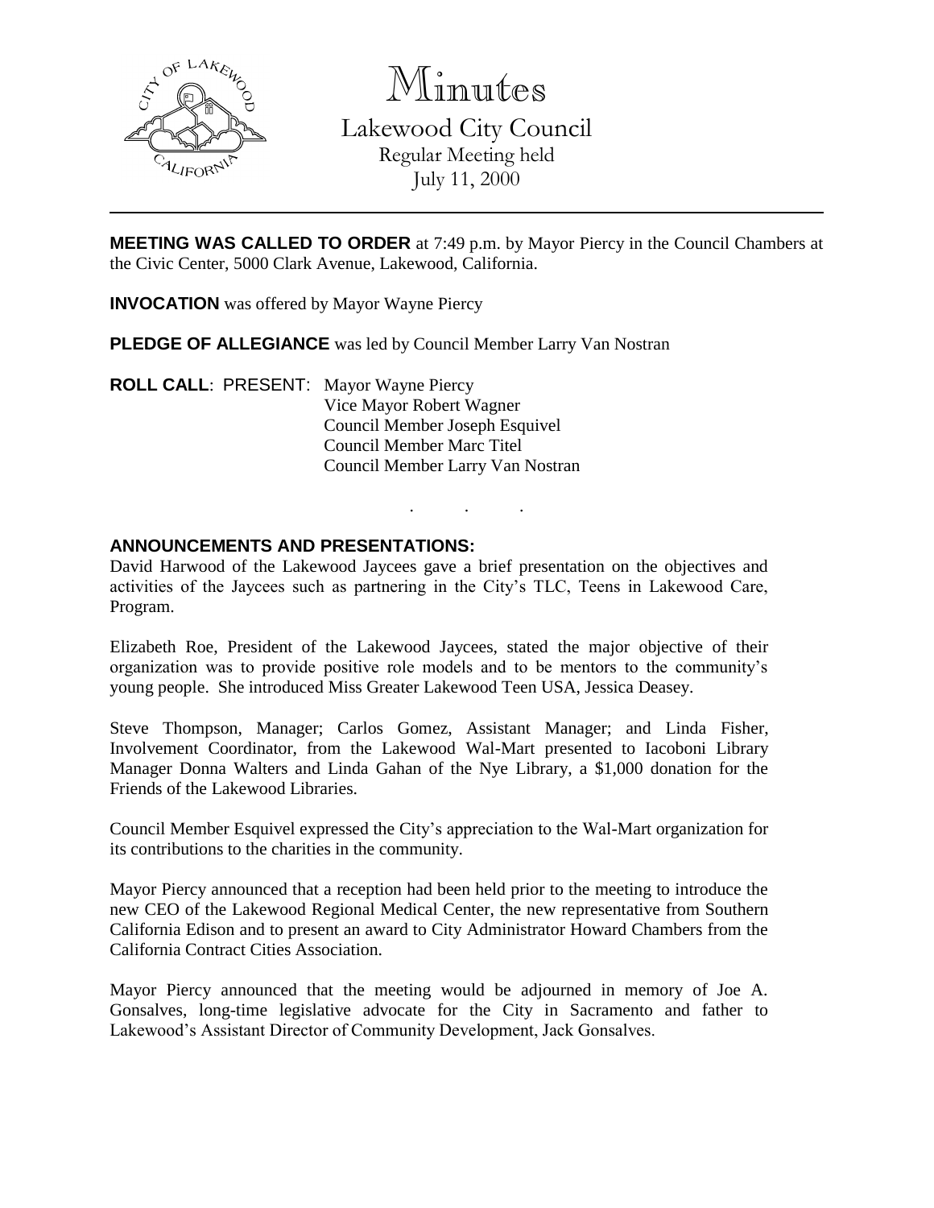# Minutes

## Lakewood City Council

Regular Meeting held
July 11, 2000

---

**MEETING WAS CALLED TO ORDER** at 7:49 p.m. by Mayor Piercy in the Council Chambers at the Civic Center, 5000 Clark Avenue, Lakewood, California.

**INVOCATION** was offered by Mayor Wayne Piercy

**PLEDGE OF ALLEGIANCE** was led by Council Member Larry Van Nostran

**ROLL CALL**: PRESENT: Mayor Wayne Piercy
Vice Mayor Robert Wagner
Council Member Joseph Esquivel
Council Member Marc Titel
Council Member Larry Van Nostran

. . .

**ANNOUNCEMENTS AND PRESENTATIONS:**

David Harwood of the Lakewood Jaycees gave a brief presentation on the objectives and activities of the Jaycees such as partnering in the City's TLC, Teens in Lakewood Care, Program.

Elizabeth Roe, President of the Lakewood Jaycees, stated the major objective of their organization was to provide positive role models and to be mentors to the community's young people. She introduced Miss Greater Lakewood Teen USA, Jessica Deasey.

Steve Thompson, Manager; Carlos Gomez, Assistant Manager; and Linda Fisher, Involvement Coordinator, from the Lakewood Wal-Mart presented to Iacoboni Library Manager Donna Walters and Linda Gahan of the Nye Library, a $1,000 donation for the Friends of the Lakewood Libraries.

Council Member Esquivel expressed the City's appreciation to the Wal-Mart organization for its contributions to the charities in the community.

Mayor Piercy announced that a reception had been held prior to the meeting to introduce the new CEO of the Lakewood Regional Medical Center, the new representative from Southern California Edison and to present an award to City Administrator Howard Chambers from the California Contract Cities Association.

Mayor Piercy announced that the meeting would be adjourned in memory of Joe A. Gonsalves, long-time legislative advocate for the City in Sacramento and father to Lakewood's Assistant Director of Community Development, Jack Gonsalves.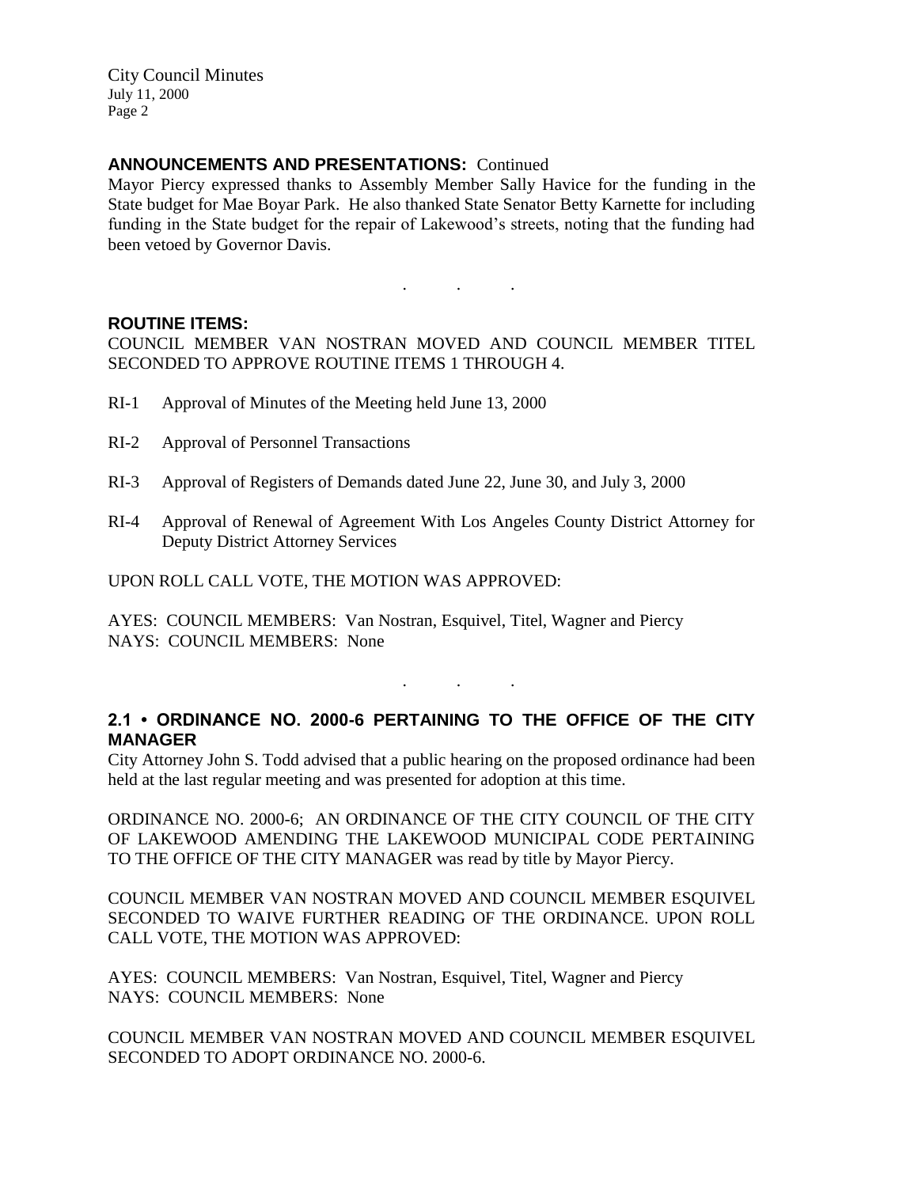## ANNOUNCEMENTS AND PRESENTATIONS: Continued

Mayor Piercy expressed thanks to Assembly Member Sally Havice for the funding in the State budget for Mae Boyar Park. He also thanked State Senator Betty Karnette for including funding in the State budget for the repair of Lakewood's streets, noting that the funding had been vetoed by Governor Davis.

. . .

## ROUTINE ITEMS:

COUNCIL MEMBER VAN NOSTRAN MOVED AND COUNCIL MEMBER TITEL SECONDED TO APPROVE ROUTINE ITEMS 1 THROUGH 4.

RI-1 Approval of Minutes of the Meeting held June 13, 2000

RI-2 Approval of Personnel Transactions

RI-3 Approval of Registers of Demands dated June 22, June 30, and July 3, 2000

RI-4 Approval of Renewal of Agreement With Los Angeles County District Attorney for Deputy District Attorney Services

UPON ROLL CALL VOTE, THE MOTION WAS APPROVED:

AYES: COUNCIL MEMBERS: Van Nostran, Esquivel, Titel, Wagner and Piercy
NAYS: COUNCIL MEMBERS: None

. . .

## 2.1 • ORDINANCE NO. 2000-6 PERTAINING TO THE OFFICE OF THE CITY MANAGER

City Attorney John S. Todd advised that a public hearing on the proposed ordinance had been held at the last regular meeting and was presented for adoption at this time.

ORDINANCE NO. 2000-6; AN ORDINANCE OF THE CITY COUNCIL OF THE CITY OF LAKEWOOD AMENDING THE LAKEWOOD MUNICIPAL CODE PERTAINING TO THE OFFICE OF THE CITY MANAGER was read by title by Mayor Piercy.

COUNCIL MEMBER VAN NOSTRAN MOVED AND COUNCIL MEMBER ESQUIVEL SECONDED TO WAIVE FURTHER READING OF THE ORDINANCE. UPON ROLL CALL VOTE, THE MOTION WAS APPROVED:

AYES: COUNCIL MEMBERS: Van Nostran, Esquivel, Titel, Wagner and Piercy
NAYS: COUNCIL MEMBERS: None

COUNCIL MEMBER VAN NOSTRAN MOVED AND COUNCIL MEMBER ESQUIVEL SECONDED TO ADOPT ORDINANCE NO. 2000-6.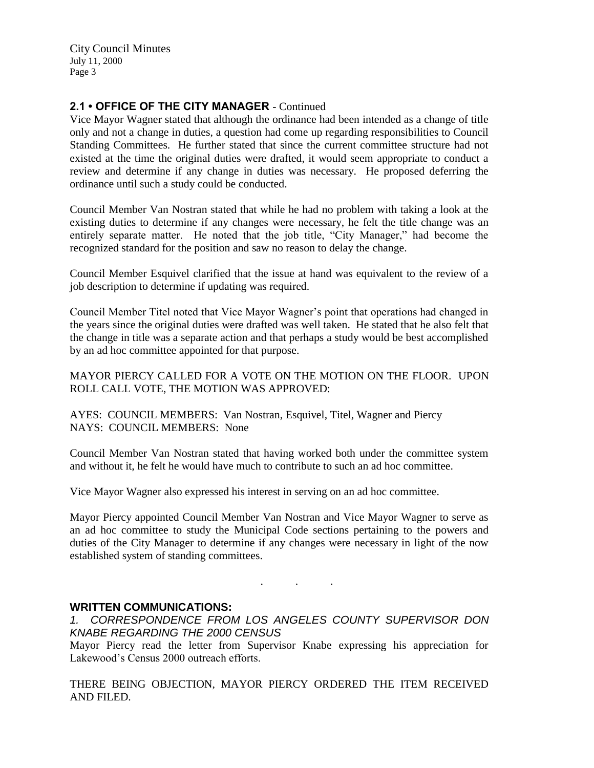## 2.1 • OFFICE OF THE CITY MANAGER - Continued

Vice Mayor Wagner stated that although the ordinance had been intended as a change of title only and not a change in duties, a question had come up regarding responsibilities to Council Standing Committees. He further stated that since the current committee structure had not existed at the time the original duties were drafted, it would seem appropriate to conduct a review and determine if any change in duties was necessary. He proposed deferring the ordinance until such a study could be conducted.

Council Member Van Nostran stated that while he had no problem with taking a look at the existing duties to determine if any changes were necessary, he felt the title change was an entirely separate matter. He noted that the job title, "City Manager," had become the recognized standard for the position and saw no reason to delay the change.

Council Member Esquivel clarified that the issue at hand was equivalent to the review of a job description to determine if updating was required.

Council Member Titel noted that Vice Mayor Wagner's point that operations had changed in the years since the original duties were drafted was well taken. He stated that he also felt that the change in title was a separate action and that perhaps a study would be best accomplished by an ad hoc committee appointed for that purpose.

MAYOR PIERCY CALLED FOR A VOTE ON THE MOTION ON THE FLOOR. UPON ROLL CALL VOTE, THE MOTION WAS APPROVED:

AYES: COUNCIL MEMBERS: Van Nostran, Esquivel, Titel, Wagner and Piercy
NAYS: COUNCIL MEMBERS: None

Council Member Van Nostran stated that having worked both under the committee system and without it, he felt he would have much to contribute to such an ad hoc committee.

Vice Mayor Wagner also expressed his interest in serving on an ad hoc committee.

Mayor Piercy appointed Council Member Van Nostran and Vice Mayor Wagner to serve as an ad hoc committee to study the Municipal Code sections pertaining to the powers and duties of the City Manager to determine if any changes were necessary in light of the now established system of standing committees.

. . .

## WRITTEN COMMUNICATIONS:

*1. CORRESPONDENCE FROM LOS ANGELES COUNTY SUPERVISOR DON KNABE REGARDING THE 2000 CENSUS*

Mayor Piercy read the letter from Supervisor Knabe expressing his appreciation for Lakewood's Census 2000 outreach efforts.

THERE BEING OBJECTION, MAYOR PIERCY ORDERED THE ITEM RECEIVED AND FILED.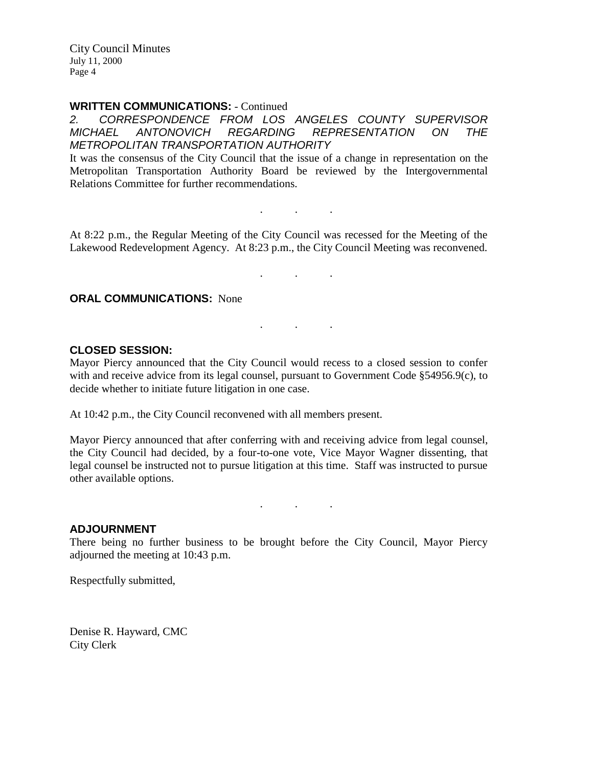**WRITTEN COMMUNICATIONS:** - Continued

*2. CORRESPONDENCE FROM LOS ANGELES COUNTY SUPERVISOR MICHAEL ANTONOVICH REGARDING REPRESENTATION ON THE METROPOLITAN TRANSPORTATION AUTHORITY*

It was the consensus of the City Council that the issue of a change in representation on the Metropolitan Transportation Authority Board be reviewed by the Intergovernmental Relations Committee for further recommendations.

. . .

At 8:22 p.m., the Regular Meeting of the City Council was recessed for the Meeting of the Lakewood Redevelopment Agency. At 8:23 p.m., the City Council Meeting was reconvened.

. . .

**ORAL COMMUNICATIONS:** None

. . .

**CLOSED SESSION:**

Mayor Piercy announced that the City Council would recess to a closed session to confer with and receive advice from its legal counsel, pursuant to Government Code §54956.9(c), to decide whether to initiate future litigation in one case.

At 10:42 p.m., the City Council reconvened with all members present.

Mayor Piercy announced that after conferring with and receiving advice from legal counsel, the City Council had decided, by a four-to-one vote, Vice Mayor Wagner dissenting, that legal counsel be instructed not to pursue litigation at this time. Staff was instructed to pursue other available options.

. . .

**ADJOURNMENT**

There being no further business to be brought before the City Council, Mayor Piercy adjourned the meeting at 10:43 p.m.

Respectfully submitted,

Denise R. Hayward, CMC
City Clerk